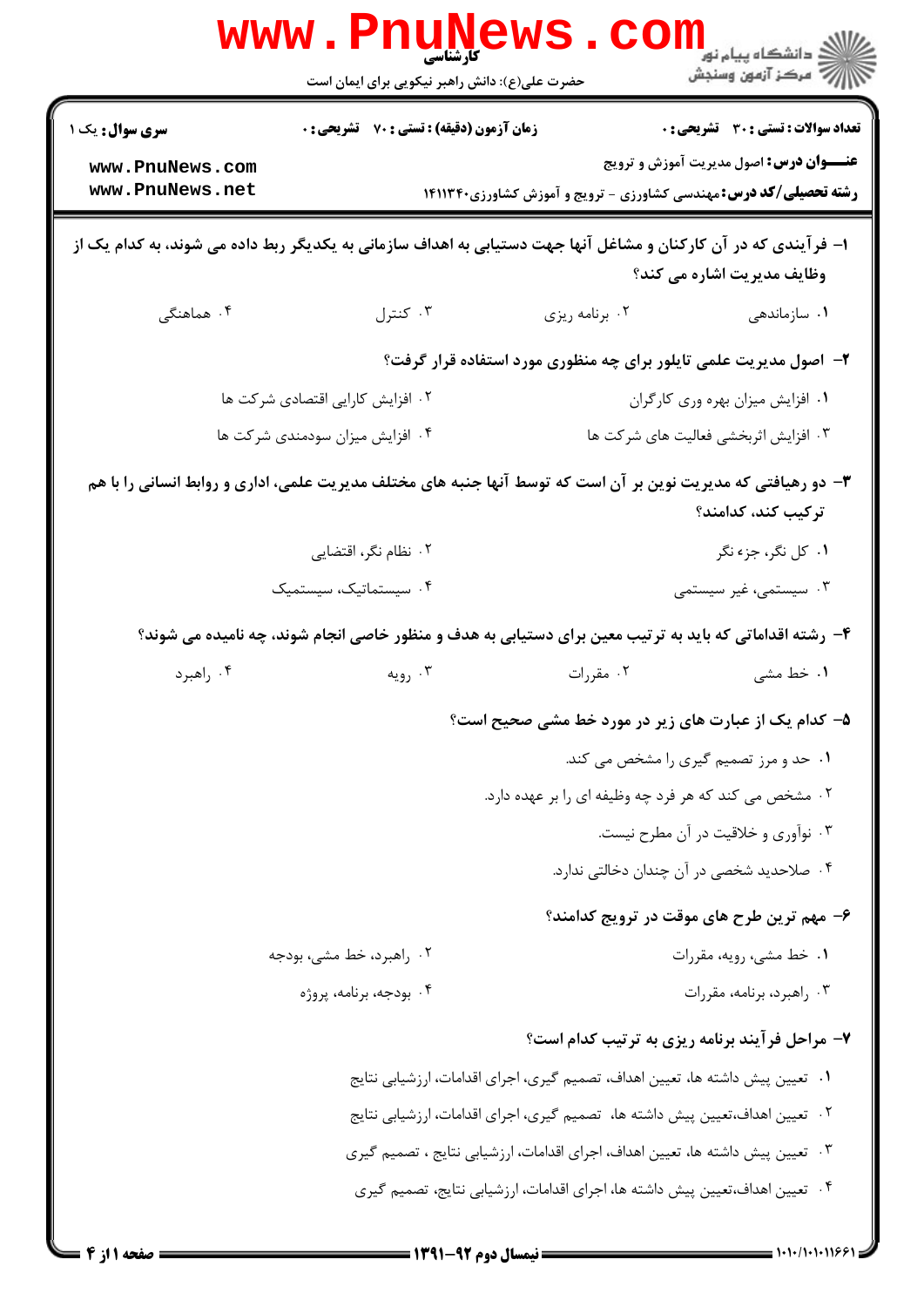کارشناسی

حضرت علی(ع): دانش راهبر نیکویی برای ایمان است

دانشگاه پیام نور
مرکز آزمون وسنجش

**سری سوال:** یک ۱

**زمان آزمون (دقیقه) : تستی : ۷۰ تشریحی : ۰**

**تعداد سوالات : تستی : ۳۰ تشریحی : ۰**

**عنـــوان درس:** اصول مدیریت آموزش و ترویج

**رشته تحصیلی/کد درس:** مهندسی کشاورزی - ترویج و آموزش کشاورزی۱۴۱۱۳۴۰

**۱- فرآیندی که در آن کارکنان و مشاغل آنها جهت دستیابی به اهداف سازمانی به یکدیگر ربط داده می شوند، به کدام یک از وظایف مدیریت اشاره می کند؟**

۱. سازماندهی
۲. برنامه ریزی
۳. کنترل
۴. هماهنگی

**۲- اصول مدیریت علمی تایلور برای چه منظوری مورد استفاده قرار گرفت؟**

۱. افزایش میزان بهره وری کارگران
۲. افزایش کارایی اقتصادی شرکت ها
۳. افزایش اثربخشی فعالیت های شرکت ها
۴. افزایش میزان سودمندی شرکت ها

**۳- دو رهیافتی که مدیریت نوین بر آن است که توسط آنها جنبه های مختلف مدیریت علمی، اداری و روابط انسانی را با هم ترکیب کند، کدامند؟**

۱. کل نگر، جزء نگر
۲. نظام نگر، اقتضایی
۳. سیستمی، غیر سیستمی
۴. سیستماتیک، سیستمیک

**۴- رشته اقداماتی که باید به ترتیب معین برای دستیابی به هدف و منظور خاصی انجام شوند، چه نامیده می شوند؟**

۱. خط مشی
۲. مقررات
۳. رویه
۴. راهبرد

**۵- کدام یک از عبارت های زیر در مورد خط مشی صحیح است؟**

۱. حد و مرز تصمیم گیری را مشخص می کند.
۲. مشخص می کند که هر فرد چه وظیفه ای را بر عهده دارد.
۳. نوآوری و خلاقیت در آن مطرح نیست.
۴. صلاحدید شخصی در آن چندان دخالتی ندارد.

**۶- مهم ترین طرح های موقت در ترویج کدامند؟**

۱. خط مشی، رویه، مقررات
۲. راهبرد، خط مشی، بودجه
۳. راهبرد، برنامه، مقررات
۴. بودجه، برنامه، پروژه

**۷- مراحل فرآیند برنامه ریزی به ترتیب کدام است؟**

۱. تعیین پیش داشته ها، تعیین اهداف، تصمیم گیری، اجرای اقدامات، ارزشیابی نتایج
۲. تعیین اهداف،تعیین پیش داشته ها، تصمیم گیری، اجرای اقدامات، ارزشیابی نتایج
۳. تعیین پیش داشته ها، تعیین اهداف، اجرای اقدامات، ارزشیابی نتایج ، تصمیم گیری
۴. تعیین اهداف،تعیین پیش داشته ها، اجرای اقدامات، ارزشیابی نتایج، تصمیم گیری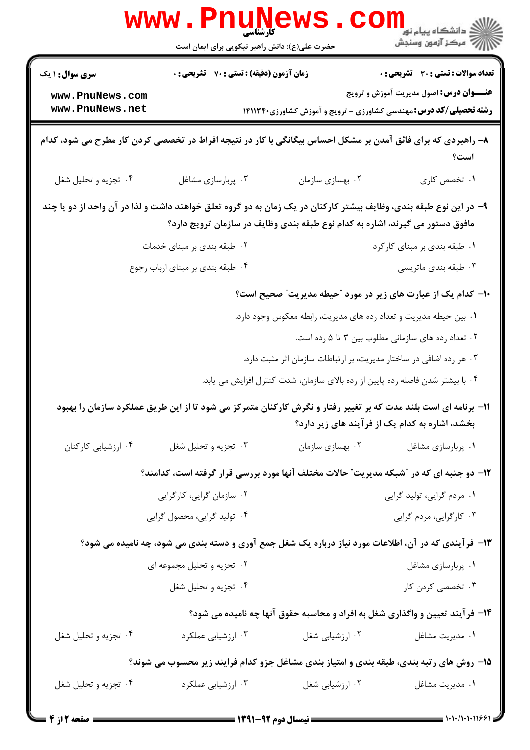**تعداد سوالات : تستی : ۳۰ تشریحی : ۰** | **زمان آزمون (دقیقه) : تستی : ۷۰ تشریحی : ۰** | **سری سوال : ۱ یک**

**عنـــوان درس:** اصول مدیریت آموزش و ترویج

**رشته تحصیلی/کد درس:** مهندسی کشاورزی - ترویج و آموزش کشاورزی۱۴۱۱۳۴۰

۸- راهبردی که برای فائق آمدن بر مشکل احساس بیگانگی با کار در نتیجه افراط در تخصصی کردن کار مطرح می شود، کدام است؟

۱. تخصص کاری
۲. بهسازی سازمان
۳. پربارسازی مشاغل
۴. تجزیه و تحلیل شغل

۹- در این نوع طبقه بندی، وظایف بیشتر کارکنان در یک زمان به دو گروه تعلق خواهند داشت و لذا در آن واحد از دو یا چند مافوق دستور می گیرند، اشاره به کدام نوع طبقه بندی وظایف در سازمان ترویج دارد؟

۱. طبقه بندی بر مبنای کارکرد
۲. طبقه بندی بر مبنای خدمات
۳. طبقه بندی ماتریسی
۴. طبقه بندی بر مبنای ارباب رجوع

۱۰- کدام یک از عبارت های زیر در مورد "حیطه مدیریت" صحیح است؟

۱. بین حیطه مدیریت و تعداد رده های مدیریت، رابطه معکوس وجود دارد.
۲. تعداد رده های سازمانی مطلوب بین ۳ تا ۵ رده است.
۳. هر رده اضافی در ساختار مدیریت، بر ارتباطات سازمان اثر مثبت دارد.
۴. با بیشتر شدن فاصله رده پایین از رده بالای سازمان، شدت کنترل افزایش می یابد.

۱۱- برنامه ای است بلند مدت که بر تغییر رفتار و نگرش کارکنان متمرکز می شود تا از این طریق عملکرد سازمان را بهبود بخشد، اشاره به کدام یک از فرآیند های زیر دارد؟

۱. پربارسازی مشاغل
۲. بهسازی سازمان
۳. تجزیه و تحلیل شغل
۴. ارزشیابی کارکنان

۱۲- دو جنبه ای که در "شبکه مدیریت" حالات مختلف آنها مورد بررسی قرار گرفته است، کدامند؟

۱. مردم گرایی، تولید گرایی
۲. سازمان گرایی، کارگرایی
۳. کارگرایی، مردم گرایی
۴. تولید گرایی، محصول گرایی

۱۳- فرآیندی که در آن، اطلاعات مورد نیاز درباره یک شغل جمع آوری و دسته بندی می شود، چه نامیده می شود؟

۱. پربارسازی مشاغل
۲. تجزیه و تحلیل مجموعه ای
۳. تخصصی کردن کار
۴. تجزیه و تحلیل شغل

۱۴- فرآیند تعیین و واگذاری شغل به افراد و محاسبه حقوق آنها چه نامیده می شود؟

۱. مدیریت مشاغل
۲. ارزشیابی شغل
۳. ارزشیابی عملکرد
۴. تجزیه و تحلیل شغل

۱۵- روش های رتبه بندی، طبقه بندی و امتیاز بندی مشاغل جزو کدام فرایند زیر محسوب می شوند؟

۱. مدیریت مشاغل
۲. ارزشیابی شغل
۳. ارزشیابی عملکرد
۴. تجزیه و تحلیل شغل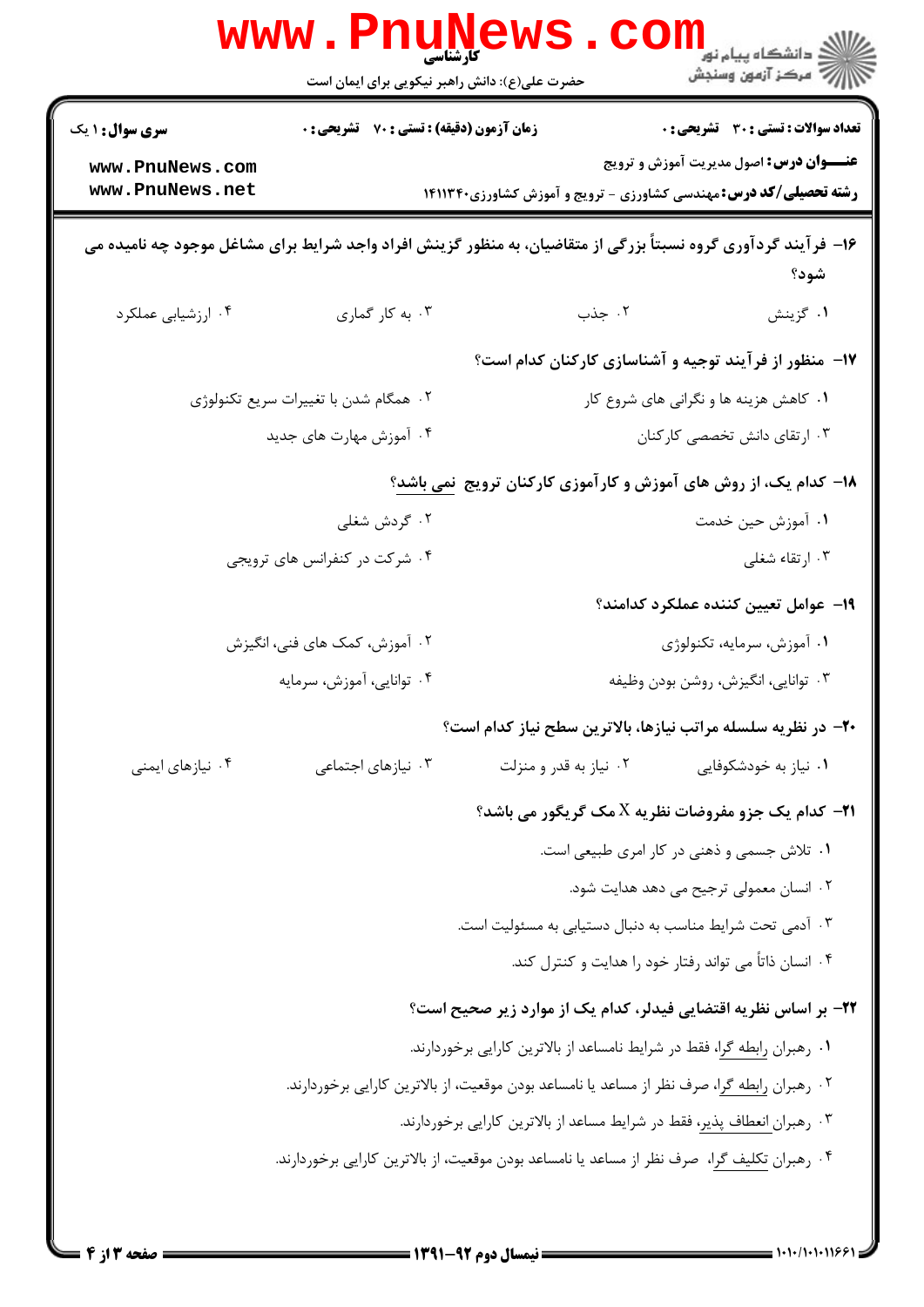۱۶- فرآیند گردآوری گروه نسبتاً بزرگی از متقاضیان، به منظور گزینش افراد واجد شرایط برای مشاغل موجود چه نامیده می شود؟

۱. گزینش
۲. جذب
۳. به کار گماری
۴. ارزشیابی عملکرد

۱۷- منظور از فرآیند توجیه و آشناسازی کارکنان کدام است؟

۱. کاهش هزینه ها و نگرانی های شروع کار
۲. همگام شدن با تغییرات سریع تکنولوژی
۳. ارتقای دانش تخصصی کارکنان
۴. آموزش مهارت های جدید

۱۸- کدام یک، از روش های آموزش و کارآموزی کارکنان ترویج نمی باشد؟

۱. آموزش حین خدمت
۲. گردش شغلی
۳. ارتقاء شغلی
۴. شرکت در کنفرانس های ترویجی

۱۹- عوامل تعیین کننده عملکرد کدامند؟

۱. آموزش، سرمایه، تکنولوژی
۲. آموزش، کمک های فنی، انگیزش
۳. توانایی، انگیزش، روشن بودن وظیفه
۴. توانایی، آموزش، سرمایه

۲۰- در نظریه سلسله مراتب نیازها، بالاترین سطح نیاز کدام است؟

۱. نیاز به خودشکوفایی
۲. نیاز به قدر و منزلت
۳. نیازهای اجتماعی
۴. نیازهای ایمنی

۲۱- کدام یک جزو مفروضات نظریه X مک گریگور می باشد؟

۱. تلاش جسمی و ذهنی در کار امری طبیعی است.
۲. انسان معمولی ترجیح می دهد هدایت شود.
۳. آدمی تحت شرایط مناسب به دنبال دستیابی به مسئولیت است.
۴. انسان ذاتاً می تواند رفتار خود را هدایت و کنترل کند.

۲۲- بر اساس نظریه اقتضایی فیدلر، کدام یک از موارد زیر صحیح است؟

۱. رهبران رابطه گرا، فقط در شرایط نامساعد از بالاترین کارایی برخوردارند.
۲. رهبران رابطه گرا، صرف نظر از مساعد یا نامساعد بودن موقعیت، از بالاترین کارایی برخوردارند.
۳. رهبران انعطاف پذیر، فقط در شرایط مساعد از بالاترین کارایی برخوردارند.
۴. رهبران تکلیف گرا، صرف نظر از مساعد یا نامساعد بودن موقعیت، از بالاترین کارایی برخوردارند.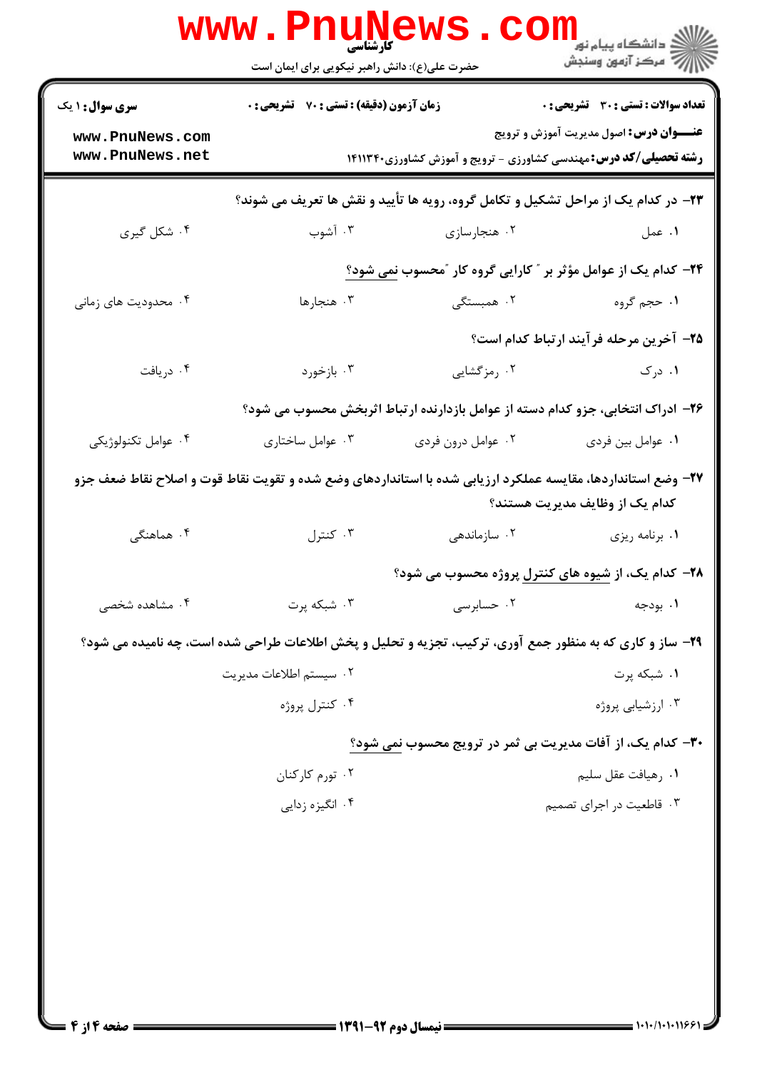۲۳- در کدام یک از مراحل تشکیل و تکامل گروه، رویه ها تأیید و نقش ها تعریف می شوند؟

۱. عمل
۲. هنجارسازی
۳. آشوب
۴. شکل گیری

۲۴- کدام یک از عوامل مؤثر بر " کارایی گروه کار "محسوب نمی شود؟

۱. حجم گروه
۲. همبستگی
۳. هنجارها
۴. محدودیت های زمانی

۲۵- آخرین مرحله فرآیند ارتباط کدام است؟

۱. درک
۲. رمزگشایی
۳. بازخورد
۴. دریافت

۲۶- ادراک انتخابی، جزو کدام دسته از عوامل بازدارنده ارتباط اثربخش محسوب می شود؟

۱. عوامل بین فردی
۲. عوامل درون فردی
۳. عوامل ساختاری
۴. عوامل تکنولوژیکی

۲۷- وضع استانداردها، مقایسه عملکرد ارزیابی شده با استانداردهای وضع شده و تقویت نقاط قوت و اصلاح نقاط ضعف جزو کدام یک از وظایف مدیریت هستند؟

۱. برنامه ریزی
۲. سازماندهی
۳. کنترل
۴. هماهنگی

۲۸- کدام یک، از شیوه های کنترل پروژه محسوب می شود؟

۱. بودجه
۲. حسابرسی
۳. شبکه پرت
۴. مشاهده شخصی

۲۹- ساز و کاری که به منظور جمع آوری، ترکیب، تجزیه و تحلیل و پخش اطلاعات طراحی شده است، چه نامیده می شود؟

۱. شبکه پرت
۲. سیستم اطلاعات مدیریت
۳. ارزشیابی پروژه
۴. کنترل پروژه

۳۰- کدام یک، از آفات مدیریت بی ثمر در ترویج محسوب نمی شود؟

۱. رهیافت عقل سلیم
۲. تورم کارکنان
۳. قاطعیت در اجرای تصمیم
۴. انگیزه زدایی